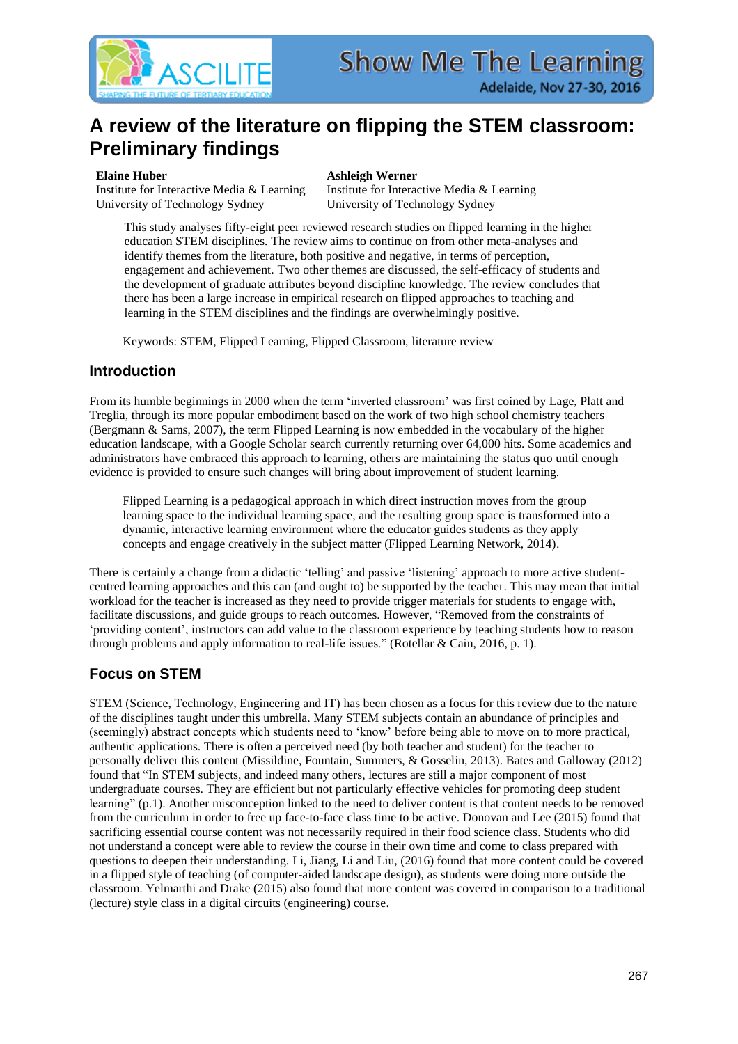# A review of the literature on flipping the STEM classroom: Preliminary findings

**Elaine Huber**
Institute for Interactive Media & Learning
University of Technology Sydney

**Ashleigh Werner**
Institute for Interactive Media & Learning
University of Technology Sydney

> This study analyses fifty-eight peer reviewed research studies on flipped learning in the higher education STEM disciplines. The review aims to continue on from other meta-analyses and identify themes from the literature, both positive and negative, in terms of perception, engagement and achievement. Two other themes are discussed, the self-efficacy of students and the development of graduate attributes beyond discipline knowledge. The review concludes that there has been a large increase in empirical research on flipped approaches to teaching and learning in the STEM disciplines and the findings are overwhelmingly positive.

Keywords: STEM, Flipped Learning, Flipped Classroom, literature review

## Introduction

From its humble beginnings in 2000 when the term 'inverted classroom' was first coined by Lage, Platt and Treglia, through its more popular embodiment based on the work of two high school chemistry teachers (Bergmann & Sams, 2007), the term Flipped Learning is now embedded in the vocabulary of the higher education landscape, with a Google Scholar search currently returning over 64,000 hits. Some academics and administrators have embraced this approach to learning, others are maintaining the status quo until enough evidence is provided to ensure such changes will bring about improvement of student learning.

> Flipped Learning is a pedagogical approach in which direct instruction moves from the group learning space to the individual learning space, and the resulting group space is transformed into a dynamic, interactive learning environment where the educator guides students as they apply concepts and engage creatively in the subject matter (Flipped Learning Network, 2014).

There is certainly a change from a didactic 'telling' and passive 'listening' approach to more active student-centred learning approaches and this can (and ought to) be supported by the teacher. This may mean that initial workload for the teacher is increased as they need to provide trigger materials for students to engage with, facilitate discussions, and guide groups to reach outcomes. However, "Removed from the constraints of 'providing content', instructors can add value to the classroom experience by teaching students how to reason through problems and apply information to real-life issues." (Rotellar & Cain, 2016, p. 1).

## Focus on STEM

STEM (Science, Technology, Engineering and IT) has been chosen as a focus for this review due to the nature of the disciplines taught under this umbrella. Many STEM subjects contain an abundance of principles and (seemingly) abstract concepts which students need to 'know' before being able to move on to more practical, authentic applications. There is often a perceived need (by both teacher and student) for the teacher to personally deliver this content (Missildine, Fountain, Summers, & Gosselin, 2013). Bates and Galloway (2012) found that "In STEM subjects, and indeed many others, lectures are still a major component of most undergraduate courses. They are efficient but not particularly effective vehicles for promoting deep student learning" (p.1). Another misconception linked to the need to deliver content is that content needs to be removed from the curriculum in order to free up face-to-face class time to be active. Donovan and Lee (2015) found that sacrificing essential course content was not necessarily required in their food science class. Students who did not understand a concept were able to review the course in their own time and come to class prepared with questions to deepen their understanding. Li, Jiang, Li and Liu, (2016) found that more content could be covered in a flipped style of teaching (of computer-aided landscape design), as students were doing more outside the classroom. Yelmarthi and Drake (2015) also found that more content was covered in comparison to a traditional (lecture) style class in a digital circuits (engineering) course.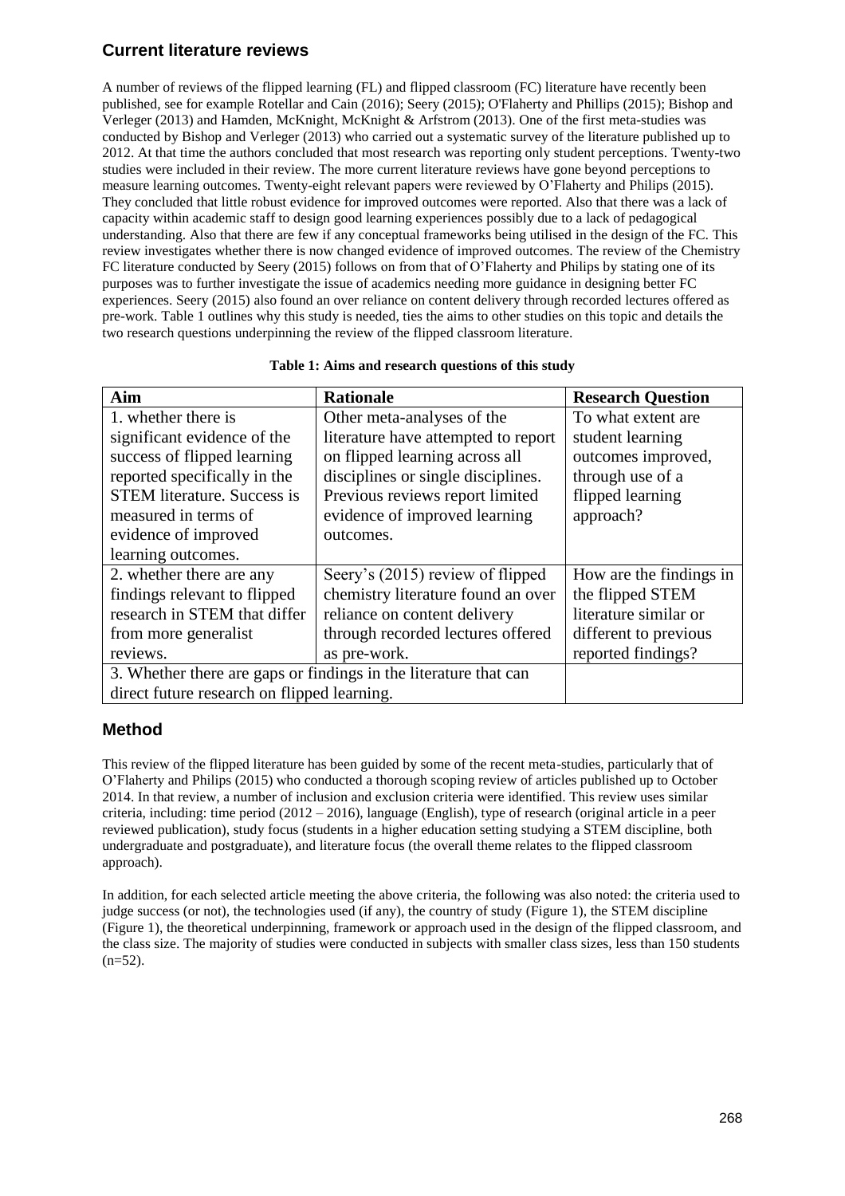## Current literature reviews

A number of reviews of the flipped learning (FL) and flipped classroom (FC) literature have recently been published, see for example Rotellar and Cain (2016); Seery (2015); O'Flaherty and Phillips (2015); Bishop and Verleger (2013) and Hamden, McKnight, McKnight & Arfstrom (2013). One of the first meta-studies was conducted by Bishop and Verleger (2013) who carried out a systematic survey of the literature published up to 2012. At that time the authors concluded that most research was reporting only student perceptions. Twenty-two studies were included in their review. The more current literature reviews have gone beyond perceptions to measure learning outcomes. Twenty-eight relevant papers were reviewed by O'Flaherty and Philips (2015). They concluded that little robust evidence for improved outcomes were reported. Also that there was a lack of capacity within academic staff to design good learning experiences possibly due to a lack of pedagogical understanding. Also that there are few if any conceptual frameworks being utilised in the design of the FC. This review investigates whether there is now changed evidence of improved outcomes. The review of the Chemistry FC literature conducted by Seery (2015) follows on from that of O'Flaherty and Philips by stating one of its purposes was to further investigate the issue of academics needing more guidance in designing better FC experiences. Seery (2015) also found an over reliance on content delivery through recorded lectures offered as pre-work. Table 1 outlines why this study is needed, ties the aims to other studies on this topic and details the two research questions underpinning the review of the flipped classroom literature.

**Table 1: Aims and research questions of this study**

| Aim | Rationale | Research Question |
|---|---|---|
| 1. whether there is significant evidence of the success of flipped learning reported specifically in the STEM literature. Success is measured in terms of evidence of improved learning outcomes. | Other meta-analyses of the literature have attempted to report on flipped learning across all disciplines or single disciplines. Previous reviews report limited evidence of improved learning outcomes. | To what extent are student learning outcomes improved, through use of a flipped learning approach? |
| 2. whether there are any findings relevant to flipped research in STEM that differ from more generalist reviews. | Seery's (2015) review of flipped chemistry literature found an over reliance on content delivery through recorded lectures offered as pre-work. | How are the findings in the flipped STEM literature similar or different to previous reported findings? |
| 3. Whether there are gaps or findings in the literature that can direct future research on flipped learning. | | |

## Method

This review of the flipped literature has been guided by some of the recent meta-studies, particularly that of O'Flaherty and Philips (2015) who conducted a thorough scoping review of articles published up to October 2014. In that review, a number of inclusion and exclusion criteria were identified. This review uses similar criteria, including: time period (2012 – 2016), language (English), type of research (original article in a peer reviewed publication), study focus (students in a higher education setting studying a STEM discipline, both undergraduate and postgraduate), and literature focus (the overall theme relates to the flipped classroom approach).

In addition, for each selected article meeting the above criteria, the following was also noted: the criteria used to judge success (or not), the technologies used (if any), the country of study (Figure 1), the STEM discipline (Figure 1), the theoretical underpinning, framework or approach used in the design of the flipped classroom, and the class size. The majority of studies were conducted in subjects with smaller class sizes, less than 150 students (n=52).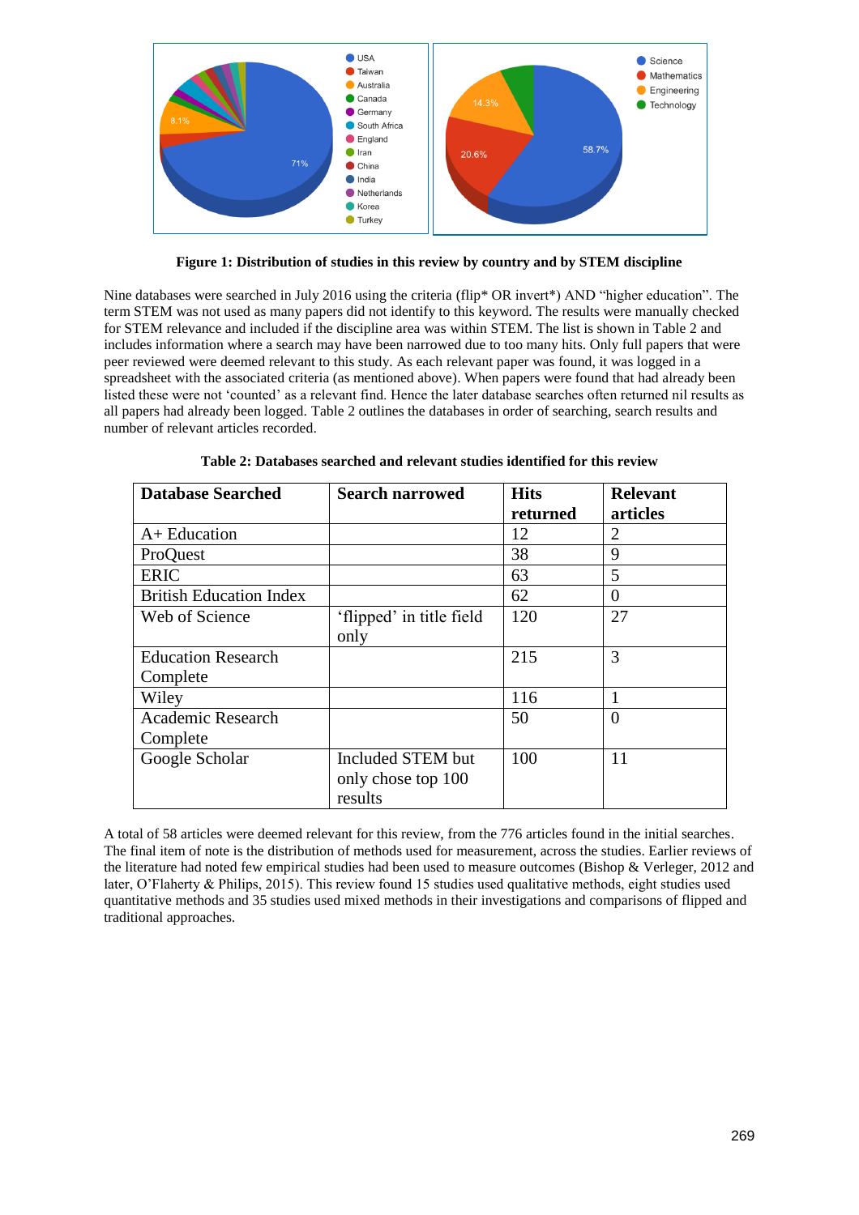USA
Taiwan
Australia
Canada
Germany
South Africa
England
Iran
China
India
Netherlands
Korea
Turkey

8.1%
71%

Science
Mathematics
Engineering
Technology

14.3%
20.6%
58.7%

**Figure 1: Distribution of studies in this review by country and by STEM discipline**

Nine databases were searched in July 2016 using the criteria (flip* OR invert*) AND "higher education". The term STEM was not used as many papers did not identify to this keyword. The results were manually checked for STEM relevance and included if the discipline area was within STEM. The list is shown in Table 2 and includes information where a search may have been narrowed due to too many hits. Only full papers that were peer reviewed were deemed relevant to this study. As each relevant paper was found, it was logged in a spreadsheet with the associated criteria (as mentioned above). When papers were found that had already been listed these were not 'counted' as a relevant find. Hence the later database searches often returned nil results as all papers had already been logged. Table 2 outlines the databases in order of searching, search results and number of relevant articles recorded.

**Table 2: Databases searched and relevant studies identified for this review**

| Database Searched | Search narrowed | Hits returned | Relevant articles |
|---|---|---|---|
| A+ Education | | 12 | 2 |
| ProQuest | | 38 | 9 |
| ERIC | | 63 | 5 |
| British Education Index | | 62 | 0 |
| Web of Science | 'flipped' in title field only | 120 | 27 |
| Education Research Complete | | 215 | 3 |
| Wiley | | 116 | 1 |
| Academic Research Complete | | 50 | 0 |
| Google Scholar | Included STEM but only chose top 100 results | 100 | 11 |

A total of 58 articles were deemed relevant for this review, from the 776 articles found in the initial searches. The final item of note is the distribution of methods used for measurement, across the studies. Earlier reviews of the literature had noted few empirical studies had been used to measure outcomes (Bishop & Verleger, 2012 and later, O'Flaherty & Philips, 2015). This review found 15 studies used qualitative methods, eight studies used quantitative methods and 35 studies used mixed methods in their investigations and comparisons of flipped and traditional approaches.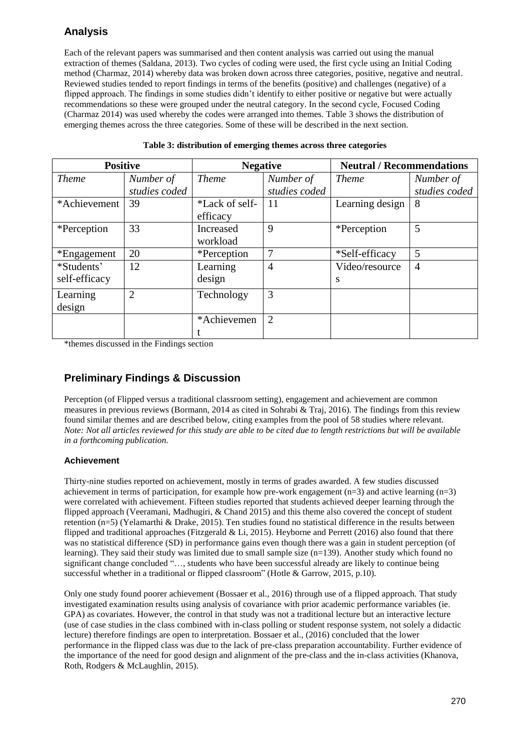## Analysis

Each of the relevant papers was summarised and then content analysis was carried out using the manual extraction of themes (Saldana, 2013). Two cycles of coding were used, the first cycle using an Initial Coding method (Charmaz, 2014) whereby data was broken down across three categories, positive, negative and neutral. Reviewed studies tended to report findings in terms of the benefits (positive) and challenges (negative) of a flipped approach. The findings in some studies didn't identify to either positive or negative but were actually recommendations so these were grouped under the neutral category. In the second cycle, Focused Coding (Charmaz 2014) was used whereby the codes were arranged into themes. Table 3 shows the distribution of emerging themes across the three categories. Some of these will be described in the next section.

**Table 3: distribution of emerging themes across three categories**

| Positive | | Negative | | Neutral / Recommendations | |
|---|---|---|---|---|---|
| *Theme* | *Number of studies coded* | *Theme* | *Number of studies coded* | *Theme* | *Number of studies coded* |
| *Achievement | 39 | *Lack of self-efficacy | 11 | Learning design | 8 |
| *Perception | 33 | Increased workload | 9 | *Perception | 5 |
| *Engagement | 20 | *Perception | 7 | *Self-efficacy | 5 |
| *Students' self-efficacy | 12 | Learning design | 4 | Video/resources | 4 |
| Learning design | 2 | Technology | 3 | | |
| | | *Achievement | 2 | | |

*themes discussed in the Findings section

## Preliminary Findings & Discussion

Perception (of Flipped versus a traditional classroom setting), engagement and achievement are common measures in previous reviews (Bormann, 2014 as cited in Sohrabi & Traj, 2016). The findings from this review found similar themes and are described below, citing examples from the pool of 58 studies where relevant. *Note: Not all articles reviewed for this study are able to be cited due to length restrictions but will be available in a forthcoming publication.*

### Achievement

Thirty-nine studies reported on achievement, mostly in terms of grades awarded. A few studies discussed achievement in terms of participation, for example how pre-work engagement (n=3) and active learning (n=3) were correlated with achievement. Fifteen studies reported that students achieved deeper learning through the flipped approach (Veeramani, Madhugiri, & Chand 2015) and this theme also covered the concept of student retention (n=5) (Yelamarthi & Drake, 2015). Ten studies found no statistical difference in the results between flipped and traditional approaches (Fitzgerald & Li, 2015). Heyborne and Perrett (2016) also found that there was no statistical difference (SD) in performance gains even though there was a gain in student perception (of learning). They said their study was limited due to small sample size (n=139). Another study which found no significant change concluded "…, students who have been successful already are likely to continue being successful whether in a traditional or flipped classroom" (Hotle & Garrow, 2015, p.10).

Only one study found poorer achievement (Bossaer et al., 2016) through use of a flipped approach. That study investigated examination results using analysis of covariance with prior academic performance variables (ie. GPA) as covariates. However, the control in that study was not a traditional lecture but an interactive lecture (use of case studies in the class combined with in-class polling or student response system, not solely a didactic lecture) therefore findings are open to interpretation. Bossaer et al., (2016) concluded that the lower performance in the flipped class was due to the lack of pre-class preparation accountability. Further evidence of the importance of the need for good design and alignment of the pre-class and the in-class activities (Khanova, Roth, Rodgers & McLaughlin, 2015).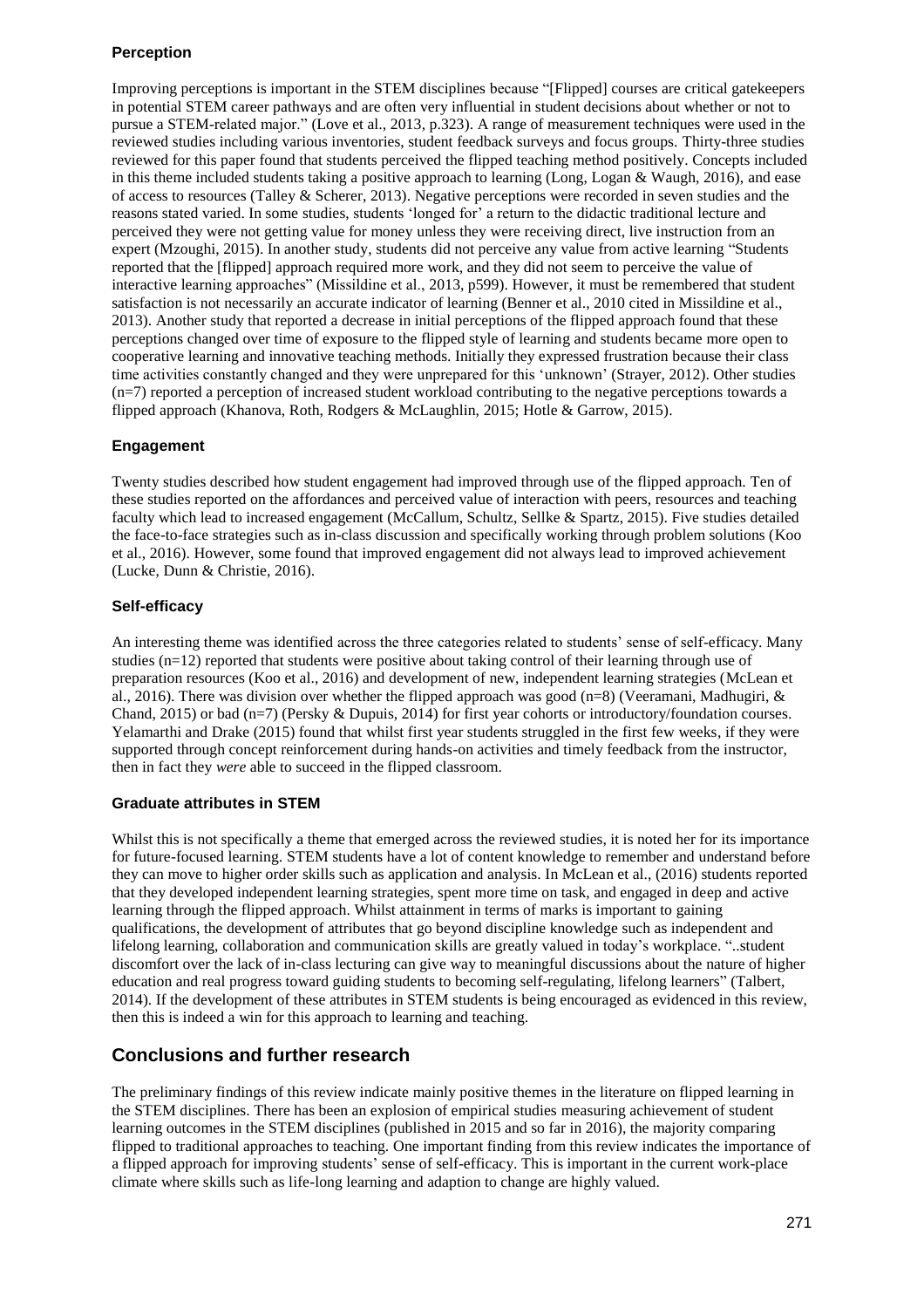### Perception

Improving perceptions is important in the STEM disciplines because "[Flipped] courses are critical gatekeepers in potential STEM career pathways and are often very influential in student decisions about whether or not to pursue a STEM-related major." (Love et al., 2013, p.323). A range of measurement techniques were used in the reviewed studies including various inventories, student feedback surveys and focus groups. Thirty-three studies reviewed for this paper found that students perceived the flipped teaching method positively. Concepts included in this theme included students taking a positive approach to learning (Long, Logan & Waugh, 2016), and ease of access to resources (Talley & Scherer, 2013). Negative perceptions were recorded in seven studies and the reasons stated varied. In some studies, students 'longed for' a return to the didactic traditional lecture and perceived they were not getting value for money unless they were receiving direct, live instruction from an expert (Mzoughi, 2015). In another study, students did not perceive any value from active learning "Students reported that the [flipped] approach required more work, and they did not seem to perceive the value of interactive learning approaches" (Missildine et al., 2013, p599). However, it must be remembered that student satisfaction is not necessarily an accurate indicator of learning (Benner et al., 2010 cited in Missildine et al., 2013). Another study that reported a decrease in initial perceptions of the flipped approach found that these perceptions changed over time of exposure to the flipped style of learning and students became more open to cooperative learning and innovative teaching methods. Initially they expressed frustration because their class time activities constantly changed and they were unprepared for this 'unknown' (Strayer, 2012). Other studies (n=7) reported a perception of increased student workload contributing to the negative perceptions towards a flipped approach (Khanova, Roth, Rodgers & McLaughlin, 2015; Hotle & Garrow, 2015).

### Engagement

Twenty studies described how student engagement had improved through use of the flipped approach. Ten of these studies reported on the affordances and perceived value of interaction with peers, resources and teaching faculty which lead to increased engagement (McCallum, Schultz, Sellke & Spartz, 2015). Five studies detailed the face-to-face strategies such as in-class discussion and specifically working through problem solutions (Koo et al., 2016). However, some found that improved engagement did not always lead to improved achievement (Lucke, Dunn & Christie, 2016).

### Self-efficacy

An interesting theme was identified across the three categories related to students' sense of self-efficacy. Many studies (n=12) reported that students were positive about taking control of their learning through use of preparation resources (Koo et al., 2016) and development of new, independent learning strategies (McLean et al., 2016). There was division over whether the flipped approach was good (n=8) (Veeramani, Madhugiri, & Chand, 2015) or bad (n=7) (Persky & Dupuis, 2014) for first year cohorts or introductory/foundation courses. Yelamarthi and Drake (2015) found that whilst first year students struggled in the first few weeks, if they were supported through concept reinforcement during hands-on activities and timely feedback from the instructor, then in fact they *were* able to succeed in the flipped classroom.

### Graduate attributes in STEM

Whilst this is not specifically a theme that emerged across the reviewed studies, it is noted her for its importance for future-focused learning. STEM students have a lot of content knowledge to remember and understand before they can move to higher order skills such as application and analysis. In McLean et al., (2016) students reported that they developed independent learning strategies, spent more time on task, and engaged in deep and active learning through the flipped approach. Whilst attainment in terms of marks is important to gaining qualifications, the development of attributes that go beyond discipline knowledge such as independent and lifelong learning, collaboration and communication skills are greatly valued in today's workplace. "..student discomfort over the lack of in-class lecturing can give way to meaningful discussions about the nature of higher education and real progress toward guiding students to becoming self-regulating, lifelong learners" (Talbert, 2014). If the development of these attributes in STEM students is being encouraged as evidenced in this review, then this is indeed a win for this approach to learning and teaching.

## Conclusions and further research

The preliminary findings of this review indicate mainly positive themes in the literature on flipped learning in the STEM disciplines. There has been an explosion of empirical studies measuring achievement of student learning outcomes in the STEM disciplines (published in 2015 and so far in 2016), the majority comparing flipped to traditional approaches to teaching. One important finding from this review indicates the importance of a flipped approach for improving students' sense of self-efficacy. This is important in the current work-place climate where skills such as life-long learning and adaption to change are highly valued.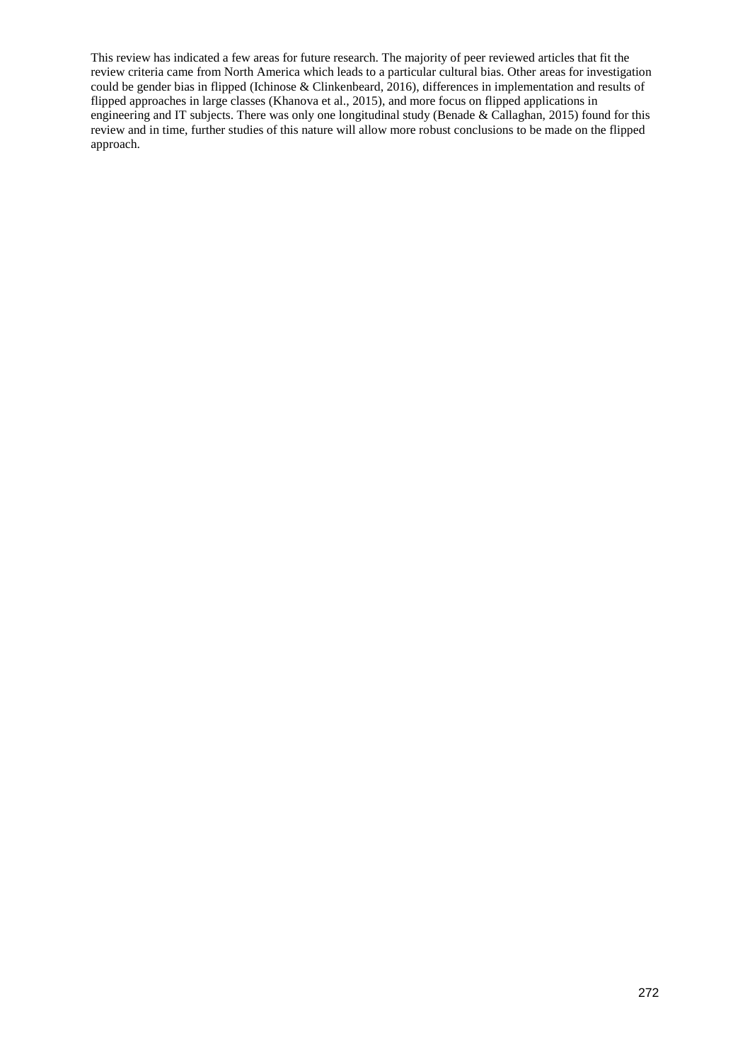This review has indicated a few areas for future research. The majority of peer reviewed articles that fit the review criteria came from North America which leads to a particular cultural bias. Other areas for investigation could be gender bias in flipped (Ichinose & Clinkenbeard, 2016), differences in implementation and results of flipped approaches in large classes (Khanova et al., 2015), and more focus on flipped applications in engineering and IT subjects. There was only one longitudinal study (Benade & Callaghan, 2015) found for this review and in time, further studies of this nature will allow more robust conclusions to be made on the flipped approach.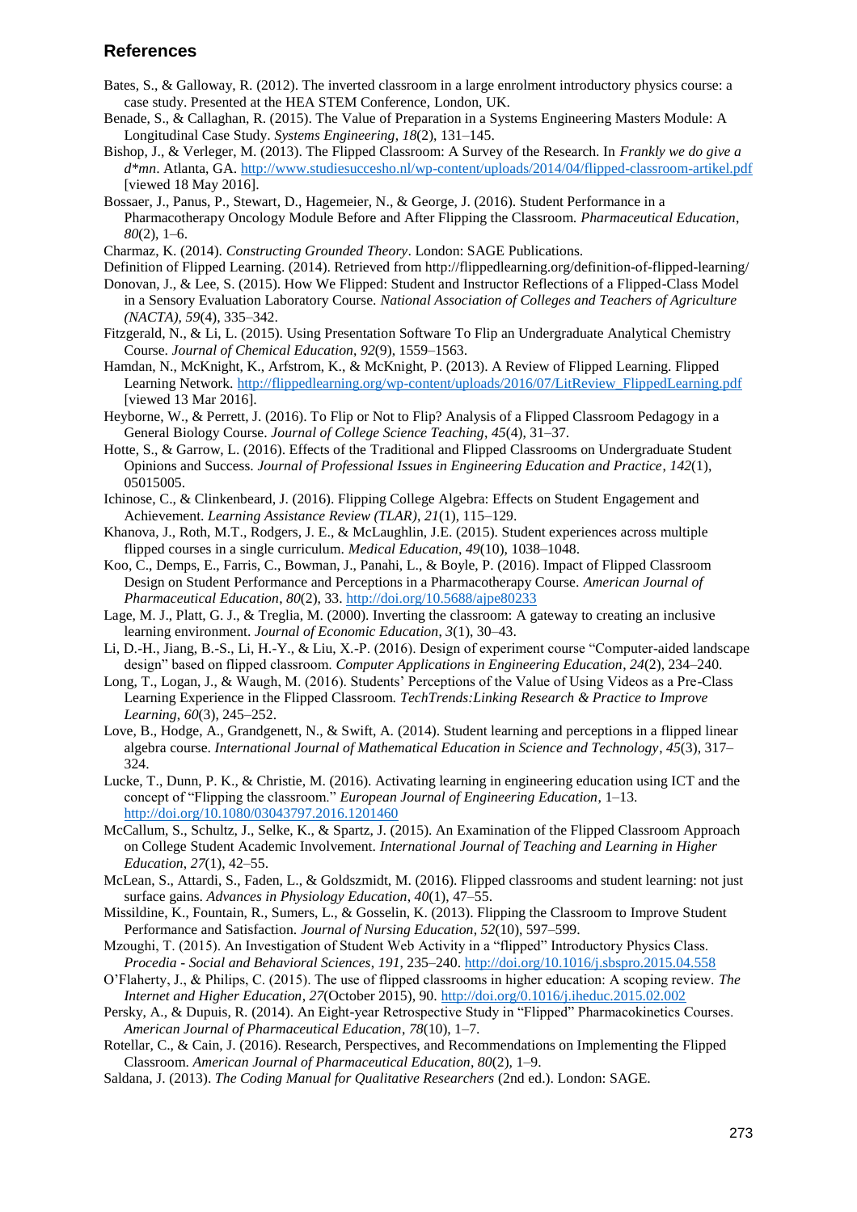## References

Bates, S., & Galloway, R. (2012). The inverted classroom in a large enrolment introductory physics course: a case study. Presented at the HEA STEM Conference, London, UK.

Benade, S., & Callaghan, R. (2015). The Value of Preparation in a Systems Engineering Masters Module: A Longitudinal Case Study. *Systems Engineering*, *18*(2), 131–145.

Bishop, J., & Verleger, M. (2013). The Flipped Classroom: A Survey of the Research. In *Frankly we do give a d*mn*. Atlanta, GA. http://www.studiesuccesho.nl/wp-content/uploads/2014/04/flipped-classroom-artikel.pdf [viewed 18 May 2016].

Bossaer, J., Panus, P., Stewart, D., Hagemeier, N., & George, J. (2016). Student Performance in a Pharmacotherapy Oncology Module Before and After Flipping the Classroom. *Pharmaceutical Education*, *80*(2), 1–6.

Charmaz, K. (2014). *Constructing Grounded Theory*. London: SAGE Publications.

Definition of Flipped Learning. (2014). Retrieved from http://flippedlearning.org/definition-of-flipped-learning/

Donovan, J., & Lee, S. (2015). How We Flipped: Student and Instructor Reflections of a Flipped-Class Model in a Sensory Evaluation Laboratory Course. *National Association of Colleges and Teachers of Agriculture (NACTA)*, *59*(4), 335–342.

Fitzgerald, N., & Li, L. (2015). Using Presentation Software To Flip an Undergraduate Analytical Chemistry Course. *Journal of Chemical Education*, *92*(9), 1559–1563.

Hamdan, N., McKnight, K., Arfstrom, K., & McKnight, P. (2013). A Review of Flipped Learning. Flipped Learning Network. http://flippedlearning.org/wp-content/uploads/2016/07/LitReview_FlippedLearning.pdf [viewed 13 Mar 2016].

Heyborne, W., & Perrett, J. (2016). To Flip or Not to Flip? Analysis of a Flipped Classroom Pedagogy in a General Biology Course. *Journal of College Science Teaching*, *45*(4), 31–37.

Hotte, S., & Garrow, L. (2016). Effects of the Traditional and Flipped Classrooms on Undergraduate Student Opinions and Success. *Journal of Professional Issues in Engineering Education and Practice*, *142*(1), 05015005.

Ichinose, C., & Clinkenbeard, J. (2016). Flipping College Algebra: Effects on Student Engagement and Achievement. *Learning Assistance Review (TLAR)*, *21*(1), 115–129.

Khanova, J., Roth, M.T., Rodgers, J. E., & McLaughlin, J.E. (2015). Student experiences across multiple flipped courses in a single curriculum. *Medical Education*, *49*(10), 1038–1048.

Koo, C., Demps, E., Farris, C., Bowman, J., Panahi, L., & Boyle, P. (2016). Impact of Flipped Classroom Design on Student Performance and Perceptions in a Pharmacotherapy Course. *American Journal of Pharmaceutical Education*, *80*(2), 33. http://doi.org/10.5688/ajpe80233

Lage, M. J., Platt, G. J., & Treglia, M. (2000). Inverting the classroom: A gateway to creating an inclusive learning environment. *Journal of Economic Education*, *3*(1), 30–43.

Li, D.-H., Jiang, B.-S., Li, H.-Y., & Liu, X.-P. (2016). Design of experiment course "Computer-aided landscape design" based on flipped classroom. *Computer Applications in Engineering Education*, *24*(2), 234–240.

Long, T., Logan, J., & Waugh, M. (2016). Students' Perceptions of the Value of Using Videos as a Pre-Class Learning Experience in the Flipped Classroom. *TechTrends:Linking Research & Practice to Improve Learning*, *60*(3), 245–252.

Love, B., Hodge, A., Grandgenett, N., & Swift, A. (2014). Student learning and perceptions in a flipped linear algebra course. *International Journal of Mathematical Education in Science and Technology*, *45*(3), 317–324.

Lucke, T., Dunn, P. K., & Christie, M. (2016). Activating learning in engineering education using ICT and the concept of "Flipping the classroom." *European Journal of Engineering Education*, 1–13. http://doi.org/10.1080/03043797.2016.1201460

McCallum, S., Schultz, J., Selke, K., & Spartz, J. (2015). An Examination of the Flipped Classroom Approach on College Student Academic Involvement. *International Journal of Teaching and Learning in Higher Education*, *27*(1), 42–55.

McLean, S., Attardi, S., Faden, L., & Goldszmidt, M. (2016). Flipped classrooms and student learning: not just surface gains. *Advances in Physiology Education*, *40*(1), 47–55.

Missildine, K., Fountain, R., Sumers, L., & Gosselin, K. (2013). Flipping the Classroom to Improve Student Performance and Satisfaction. *Journal of Nursing Education*, *52*(10), 597–599.

Mzoughi, T. (2015). An Investigation of Student Web Activity in a "flipped" Introductory Physics Class. *Procedia - Social and Behavioral Sciences*, *191*, 235–240. http://doi.org/10.1016/j.sbspro.2015.04.558

O'Flaherty, J., & Philips, C. (2015). The use of flipped classrooms in higher education: A scoping review. *The Internet and Higher Education*, *27*(October 2015), 90. http://doi.org/0.1016/j.iheduc.2015.02.002

Persky, A., & Dupuis, R. (2014). An Eight-year Retrospective Study in "Flipped" Pharmacokinetics Courses. *American Journal of Pharmaceutical Education*, *78*(10), 1–7.

Rotellar, C., & Cain, J. (2016). Research, Perspectives, and Recommendations on Implementing the Flipped Classroom. *American Journal of Pharmaceutical Education*, *80*(2), 1–9.

Saldana, J. (2013). *The Coding Manual for Qualitative Researchers* (2nd ed.). London: SAGE.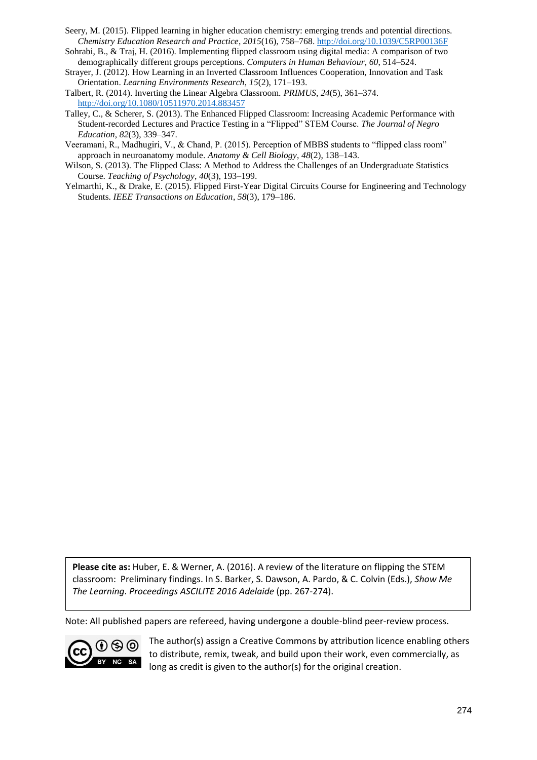Seery, M. (2015). Flipped learning in higher education chemistry: emerging trends and potential directions. *Chemistry Education Research and Practice*, *2015*(16), 758–768. http://doi.org/10.1039/C5RP00136F

Sohrabi, B., & Traj, H. (2016). Implementing flipped classroom using digital media: A comparison of two demographically different groups perceptions. *Computers in Human Behaviour*, *60*, 514–524.

Strayer, J. (2012). How Learning in an Inverted Classroom Influences Cooperation, Innovation and Task Orientation. *Learning Environments Research*, *15*(2), 171–193.

Talbert, R. (2014). Inverting the Linear Algebra Classroom. *PRIMUS*, *24*(5), 361–374. http://doi.org/10.1080/10511970.2014.883457

Talley, C., & Scherer, S. (2013). The Enhanced Flipped Classroom: Increasing Academic Performance with Student-recorded Lectures and Practice Testing in a "Flipped" STEM Course. *The Journal of Negro Education*, *82*(3), 339–347.

Veeramani, R., Madhugiri, V., & Chand, P. (2015). Perception of MBBS students to "flipped class room" approach in neuroanatomy module. *Anatomy & Cell Biology*, *48*(2), 138–143.

Wilson, S. (2013). The Flipped Class: A Method to Address the Challenges of an Undergraduate Statistics Course. *Teaching of Psychology*, *40*(3), 193–199.

Yelmarthi, K., & Drake, E. (2015). Flipped First-Year Digital Circuits Course for Engineering and Technology Students. *IEEE Transactions on Education*, *58*(3), 179–186.

**Please cite as:** Huber, E. & Werner, A. (2016). A review of the literature on flipping the STEM classroom: Preliminary findings. In S. Barker, S. Dawson, A. Pardo, & C. Colvin (Eds.), *Show Me The Learning*. *Proceedings ASCILITE 2016 Adelaide* (pp. 267-274).

Note: All published papers are refereed, having undergone a double-blind peer-review process.

The author(s) assign a Creative Commons by attribution licence enabling others to distribute, remix, tweak, and build upon their work, even commercially, as long as credit is given to the author(s) for the original creation.